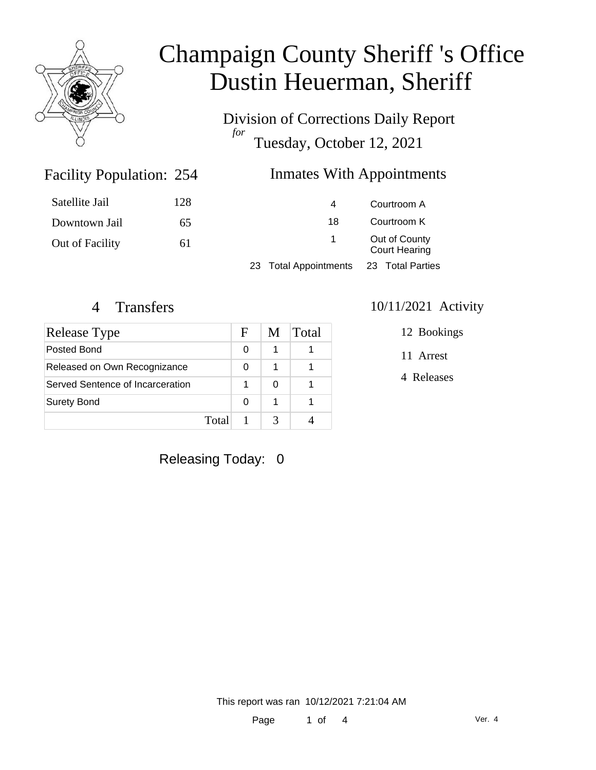# Champaign County Sheriff 's Office
# Dustin Heuerman, Sheriff

## Division of Corrections Daily Report
*for*
## Tuesday, October 12, 2021

### Facility Population: 254

| | |
|---|---|
| Satellite Jail | 128 |
| Downtown Jail | 65 |
| Out of Facility | 61 |

### Inmates With Appointments

| | |
|---|---|
| 4 | Courtroom A |
| 18 | Courtroom K |
| 1 | Out of County Court Hearing |
| 23 Total Appointments | 23 Total Parties |

### 4 Transfers

| Release Type | F | M | Total |
|---|---|---|---|
| Posted Bond | 0 | 1 | 1 |
| Released on Own Recognizance | 0 | 1 | 1 |
| Served Sentence of Incarceration | 1 | 0 | 1 |
| Surety Bond | 0 | 1 | 1 |
| Total | 1 | 3 | 4 |

### 10/11/2021 Activity

- 12 Bookings
- 11 Arrest
- 4 Releases

Releasing Today: 0

This report was ran 10/12/2021 7:21:04 AM

Ver. 4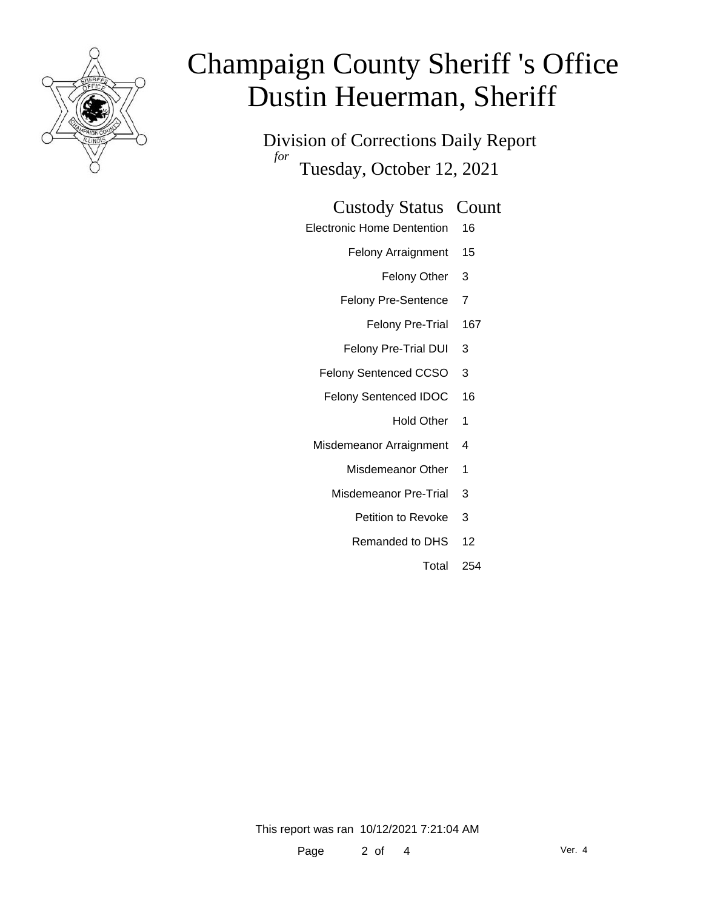# Champaign County Sheriff 's Office
# Dustin Heuerman, Sheriff

## Division of Corrections Daily Report

*for* Tuesday, October 12, 2021

| Custody Status | Count |
|---|---|
| Electronic Home Dentention | 16 |
| Felony Arraignment | 15 |
| Felony Other | 3 |
| Felony Pre-Sentence | 7 |
| Felony Pre-Trial | 167 |
| Felony Pre-Trial DUI | 3 |
| Felony Sentenced CCSO | 3 |
| Felony Sentenced IDOC | 16 |
| Hold Other | 1 |
| Misdemeanor Arraignment | 4 |
| Misdemeanor Other | 1 |
| Misdemeanor Pre-Trial | 3 |
| Petition to Revoke | 3 |
| Remanded to DHS | 12 |
| Total | 254 |

This report was ran 10/12/2021 7:21:04 AM

Ver. 4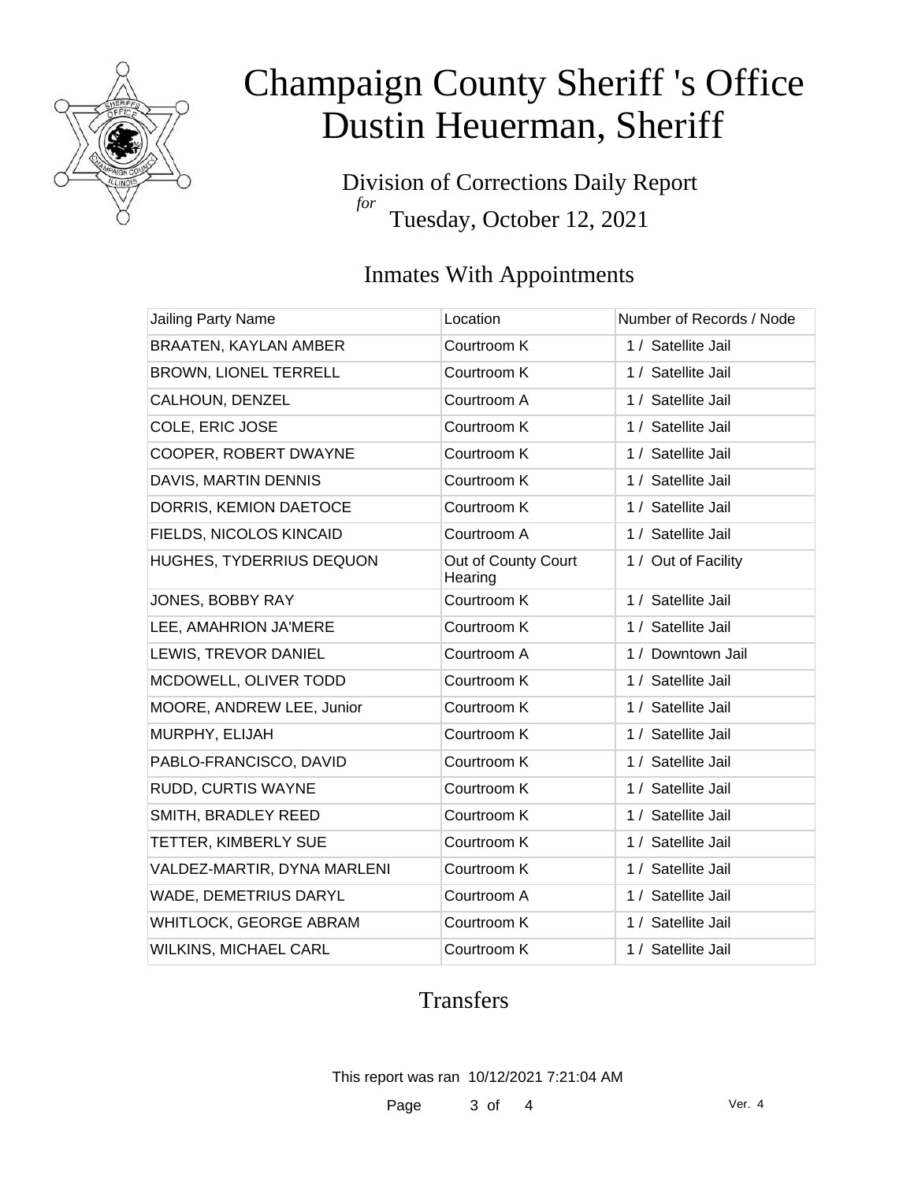# Champaign County Sheriff 's Office
# Dustin Heuerman, Sheriff

Division of Corrections Daily Report
*for*
Tuesday, October 12, 2021

## Inmates With Appointments

| Jailing Party Name | Location | Number of Records / Node |
|---|---|---|
| BRAATEN, KAYLAN AMBER | Courtroom K | 1 / Satellite Jail |
| BROWN, LIONEL TERRELL | Courtroom K | 1 / Satellite Jail |
| CALHOUN, DENZEL | Courtroom A | 1 / Satellite Jail |
| COLE, ERIC JOSE | Courtroom K | 1 / Satellite Jail |
| COOPER, ROBERT DWAYNE | Courtroom K | 1 / Satellite Jail |
| DAVIS, MARTIN DENNIS | Courtroom K | 1 / Satellite Jail |
| DORRIS, KEMION DAETOCE | Courtroom K | 1 / Satellite Jail |
| FIELDS, NICOLOS KINCAID | Courtroom A | 1 / Satellite Jail |
| HUGHES, TYDERRIUS DEQUON | Out of County Court Hearing | 1 / Out of Facility |
| JONES, BOBBY RAY | Courtroom K | 1 / Satellite Jail |
| LEE, AMAHRION JA'MERE | Courtroom K | 1 / Satellite Jail |
| LEWIS, TREVOR DANIEL | Courtroom A | 1 / Downtown Jail |
| MCDOWELL, OLIVER TODD | Courtroom K | 1 / Satellite Jail |
| MOORE, ANDREW LEE, Junior | Courtroom K | 1 / Satellite Jail |
| MURPHY, ELIJAH | Courtroom K | 1 / Satellite Jail |
| PABLO-FRANCISCO, DAVID | Courtroom K | 1 / Satellite Jail |
| RUDD, CURTIS WAYNE | Courtroom K | 1 / Satellite Jail |
| SMITH, BRADLEY REED | Courtroom K | 1 / Satellite Jail |
| TETTER, KIMBERLY SUE | Courtroom K | 1 / Satellite Jail |
| VALDEZ-MARTIR, DYNA MARLENI | Courtroom K | 1 / Satellite Jail |
| WADE, DEMETRIUS DARYL | Courtroom A | 1 / Satellite Jail |
| WHITLOCK, GEORGE ABRAM | Courtroom K | 1 / Satellite Jail |
| WILKINS, MICHAEL CARL | Courtroom K | 1 / Satellite Jail |

## Transfers

This report was ran 10/12/2021 7:21:04 AM

Ver. 4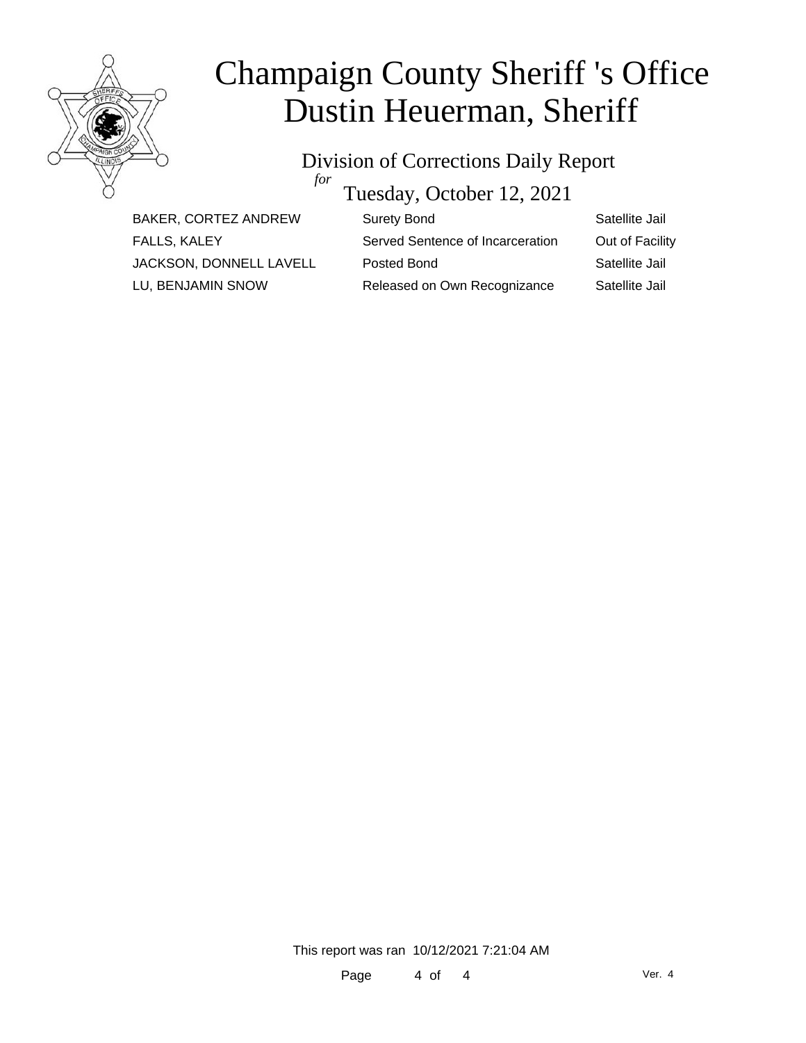# Champaign County Sheriff 's Office
# Dustin Heuerman, Sheriff

## Division of Corrections Daily Report

*for*

## Tuesday, October 12, 2021

| | | |
|---|---|---|
| BAKER, CORTEZ ANDREW | Surety Bond | Satellite Jail |
| FALLS, KALEY | Served Sentence of Incarceration | Out of Facility |
| JACKSON, DONNELL LAVELL | Posted Bond | Satellite Jail |
| LU, BENJAMIN SNOW | Released on Own Recognizance | Satellite Jail |

This report was ran 10/12/2021 7:21:04 AM

Ver. 4